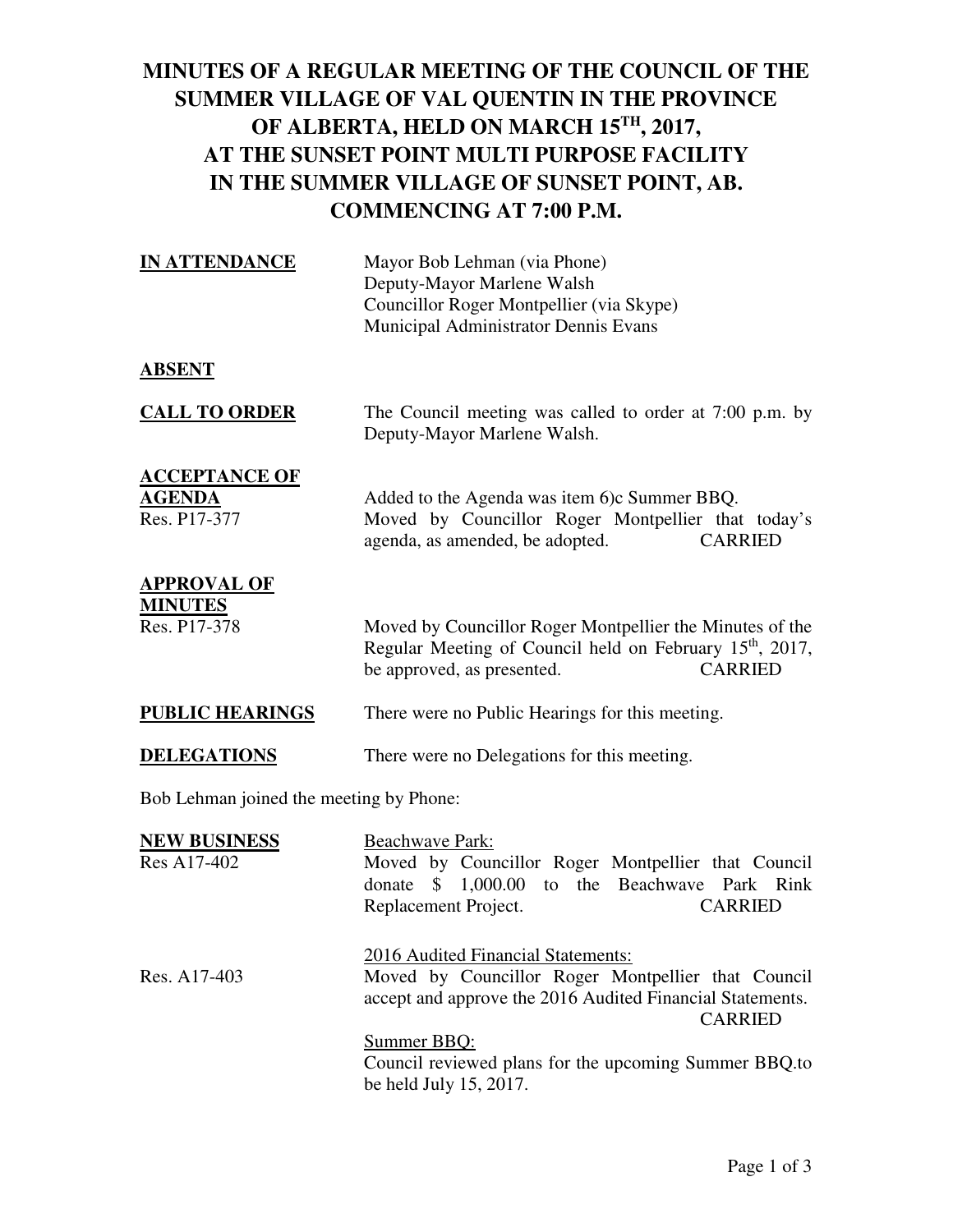# MINUTES OF A REGULAR MEETING OF THE COUNCIL OF THE SUMMER VILLAGE OF VAL QUENTIN IN THE PROVINCE OF ALBERTA, HELD ON MARCH 15TH, 2017, AT THE SUNSET POINT MULTI PURPOSE FACILITY IN THE SUMMER VILLAGE OF SUNSET POINT, AB. COMMENCING AT 7:00 P.M.

**IN ATTENDANCE**

Mayor Bob Lehman (via Phone)
Deputy-Mayor Marlene Walsh
Councillor Roger Montpellier (via Skype)
Municipal Administrator Dennis Evans

**ABSENT**

**CALL TO ORDER**

The Council meeting was called to order at 7:00 p.m. by Deputy-Mayor Marlene Walsh.

**ACCEPTANCE OF AGENDA**

Added to the Agenda was item 6)c Summer BBQ.

Res. P17-377 — Moved by Councillor Roger Montpellier that today's agenda, as amended, be adopted. CARRIED

**APPROVAL OF MINUTES**

Res. P17-378 — Moved by Councillor Roger Montpellier the Minutes of the Regular Meeting of Council held on February 15th, 2017, be approved, as presented. CARRIED

**PUBLIC HEARINGS**

There were no Public Hearings for this meeting.

**DELEGATIONS**

There were no Delegations for this meeting.

Bob Lehman joined the meeting by Phone:

**NEW BUSINESS**

Beachwave Park:

Res A17-402 — Moved by Councillor Roger Montpellier that Council donate $ 1,000.00 to the Beachwave Park Rink Replacement Project. CARRIED

2016 Audited Financial Statements:

Res. A17-403 — Moved by Councillor Roger Montpellier that Council accept and approve the 2016 Audited Financial Statements. CARRIED

Summer BBQ:

Council reviewed plans for the upcoming Summer BBQ.to be held July 15, 2017.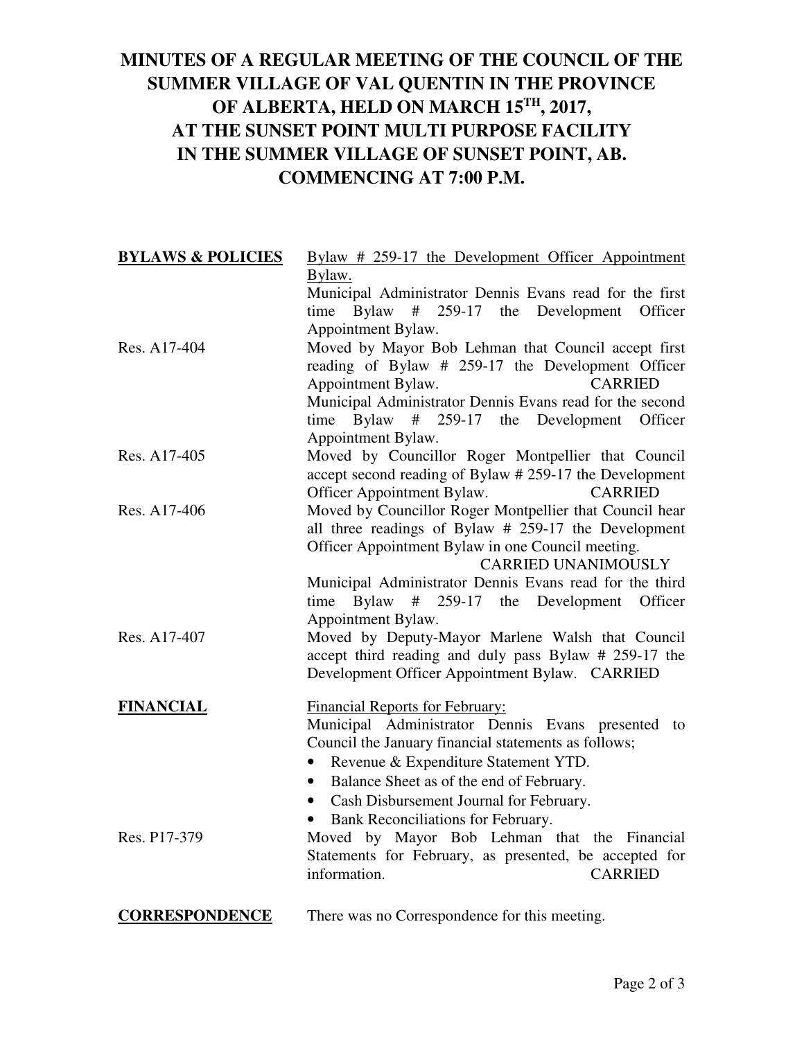# MINUTES OF A REGULAR MEETING OF THE COUNCIL OF THE SUMMER VILLAGE OF VAL QUENTIN IN THE PROVINCE OF ALBERTA, HELD ON MARCH 15TH, 2017, AT THE SUNSET POINT MULTI PURPOSE FACILITY IN THE SUMMER VILLAGE OF SUNSET POINT, AB. COMMENCING AT 7:00 P.M.

**BYLAWS & POLICIES**

Bylaw # 259-17 the Development Officer Appointment Bylaw.

Municipal Administrator Dennis Evans read for the first time Bylaw # 259-17 the Development Officer Appointment Bylaw.

Res. A17-404 — Moved by Mayor Bob Lehman that Council accept first reading of Bylaw # 259-17 the Development Officer Appointment Bylaw. CARRIED

Municipal Administrator Dennis Evans read for the second time Bylaw # 259-17 the Development Officer Appointment Bylaw.

Res. A17-405 — Moved by Councillor Roger Montpellier that Council accept second reading of Bylaw # 259-17 the Development Officer Appointment Bylaw. CARRIED

Res. A17-406 — Moved by Councillor Roger Montpellier that Council hear all three readings of Bylaw # 259-17 the Development Officer Appointment Bylaw in one Council meeting. CARRIED UNANIMOUSLY

Municipal Administrator Dennis Evans read for the third time Bylaw # 259-17 the Development Officer Appointment Bylaw.

Res. A17-407 — Moved by Deputy-Mayor Marlene Walsh that Council accept third reading and duly pass Bylaw # 259-17 the Development Officer Appointment Bylaw. CARRIED

**FINANCIAL**

Financial Reports for February:

Municipal Administrator Dennis Evans presented to Council the January financial statements as follows;

- Revenue & Expenditure Statement YTD.
- Balance Sheet as of the end of February.
- Cash Disbursement Journal for February.
- Bank Reconciliations for February.

Res. P17-379 — Moved by Mayor Bob Lehman that the Financial Statements for February, as presented, be accepted for information. CARRIED

**CORRESPONDENCE**

There was no Correspondence for this meeting.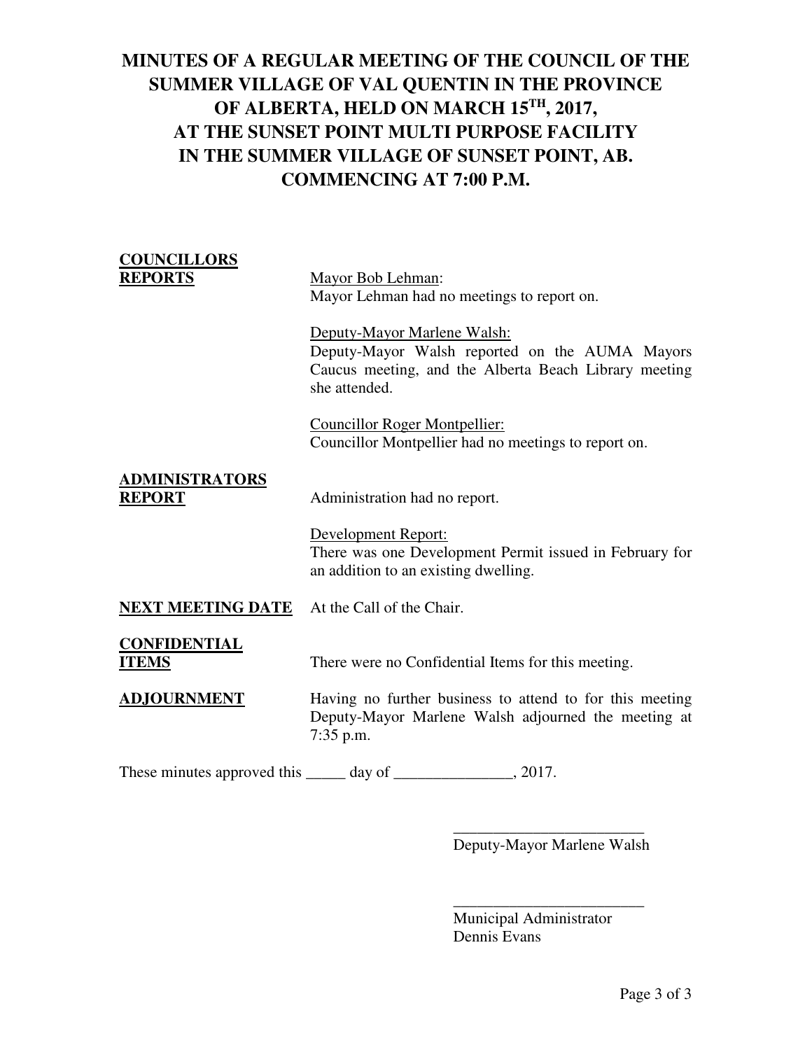# MINUTES OF A REGULAR MEETING OF THE COUNCIL OF THE SUMMER VILLAGE OF VAL QUENTIN IN THE PROVINCE OF ALBERTA, HELD ON MARCH 15TH, 2017, AT THE SUNSET POINT MULTI PURPOSE FACILITY IN THE SUMMER VILLAGE OF SUNSET POINT, AB. COMMENCING AT 7:00 P.M.

**COUNCILLORS REPORTS**

Mayor Bob Lehman:
Mayor Lehman had no meetings to report on.

Deputy-Mayor Marlene Walsh:
Deputy-Mayor Walsh reported on the AUMA Mayors Caucus meeting, and the Alberta Beach Library meeting she attended.

Councillor Roger Montpellier:
Councillor Montpellier had no meetings to report on.

**ADMINISTRATORS REPORT**

Administration had no report.

Development Report:
There was one Development Permit issued in February for an addition to an existing dwelling.

**NEXT MEETING DATE**

At the Call of the Chair.

**CONFIDENTIAL ITEMS**

There were no Confidential Items for this meeting.

**ADJOURNMENT**

Having no further business to attend to for this meeting Deputy-Mayor Marlene Walsh adjourned the meeting at 7:35 p.m.

These minutes approved this _____ day of _______________, 2017.

_________________________
Deputy-Mayor Marlene Walsh

_________________________
Municipal Administrator
Dennis Evans